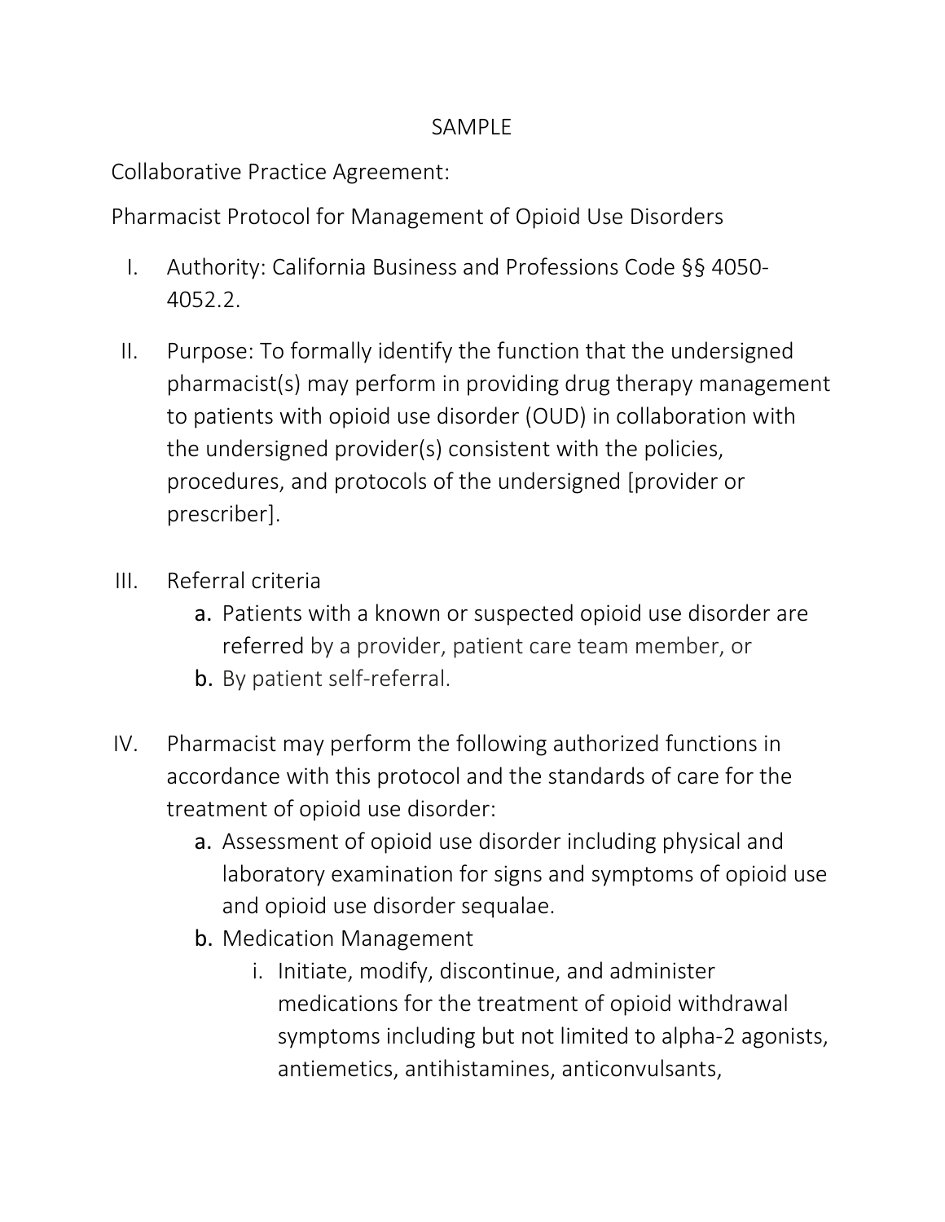SAMPLE

Collaborative Practice Agreement:

Pharmacist Protocol for Management of Opioid Use Disorders

I. Authority: California Business and Professions Code §§ 4050-4052.2.

II. Purpose: To formally identify the function that the undersigned pharmacist(s) may perform in providing drug therapy management to patients with opioid use disorder (OUD) in collaboration with the undersigned provider(s) consistent with the policies, procedures, and protocols of the undersigned [provider or prescriber].

III. Referral criteria
   a. Patients with a known or suspected opioid use disorder are referred by a provider, patient care team member, or
   b. By patient self-referral.

IV. Pharmacist may perform the following authorized functions in accordance with this protocol and the standards of care for the treatment of opioid use disorder:
   a. Assessment of opioid use disorder including physical and laboratory examination for signs and symptoms of opioid use and opioid use disorder sequalae.
   b. Medication Management
      i. Initiate, modify, discontinue, and administer medications for the treatment of opioid withdrawal symptoms including but not limited to alpha-2 agonists, antiemetics, antihistamines, anticonvulsants,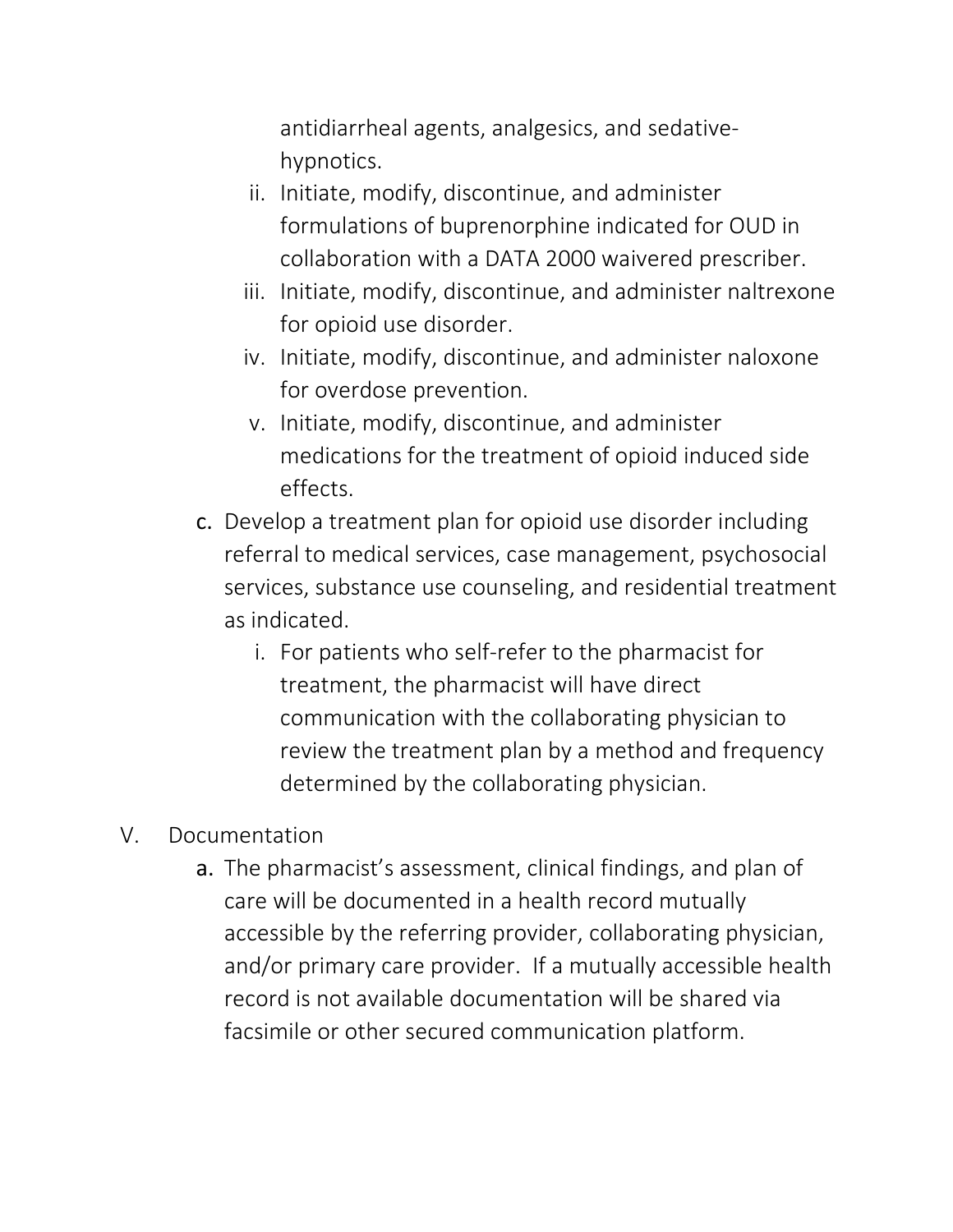antidiarrheal agents, analgesics, and sedative-hypnotics.

   ii. Initiate, modify, discontinue, and administer formulations of buprenorphine indicated for OUD in collaboration with a DATA 2000 waivered prescriber.
   iii. Initiate, modify, discontinue, and administer naltrexone for opioid use disorder.
   iv. Initiate, modify, discontinue, and administer naloxone for overdose prevention.
   v. Initiate, modify, discontinue, and administer medications for the treatment of opioid induced side effects.

c. Develop a treatment plan for opioid use disorder including referral to medical services, case management, psychosocial services, substance use counseling, and residential treatment as indicated.

   i. For patients who self-refer to the pharmacist for treatment, the pharmacist will have direct communication with the collaborating physician to review the treatment plan by a method and frequency determined by the collaborating physician.

V. Documentation

   a. The pharmacist's assessment, clinical findings, and plan of care will be documented in a health record mutually accessible by the referring provider, collaborating physician, and/or primary care provider. If a mutually accessible health record is not available documentation will be shared via facsimile or other secured communication platform.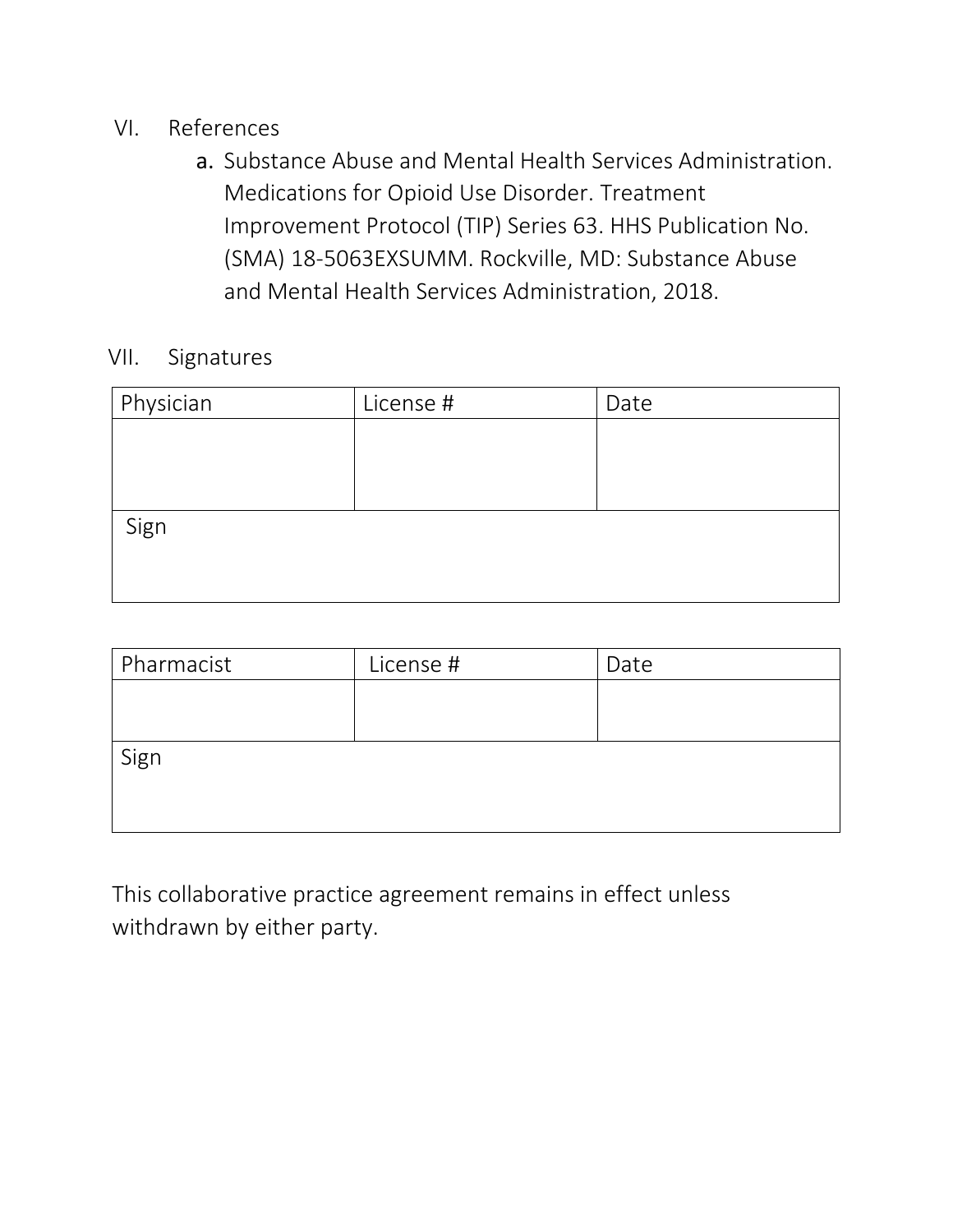## VI. References

a. Substance Abuse and Mental Health Services Administration. Medications for Opioid Use Disorder. Treatment Improvement Protocol (TIP) Series 63. HHS Publication No. (SMA) 18-5063EXSUMM. Rockville, MD: Substance Abuse and Mental Health Services Administration, 2018.

## VII. Signatures

| Physician | License # | Date |
| --- | --- | --- |
| | | |
| Sign | | |

| Pharmacist | License # | Date |
| --- | --- | --- |
| | | |
| Sign | | |

This collaborative practice agreement remains in effect unless withdrawn by either party.